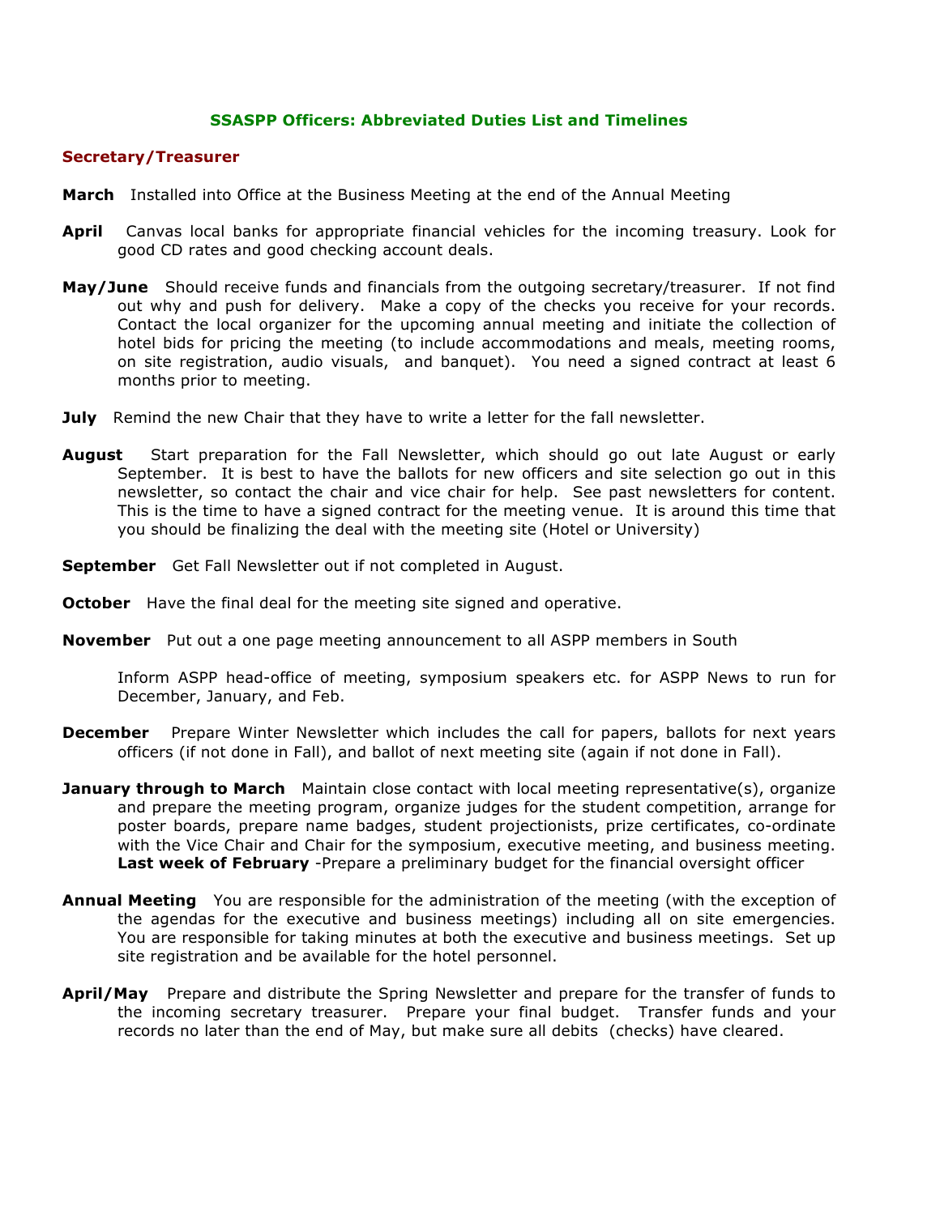# SSASPP Officers: Abbreviated Duties List and Timelines

## Secretary/Treasurer

**March** Installed into Office at the Business Meeting at the end of the Annual Meeting

**April** Canvas local banks for appropriate financial vehicles for the incoming treasury. Look for good CD rates and good checking account deals.

**May/June** Should receive funds and financials from the outgoing secretary/treasurer. If not find out why and push for delivery. Make a copy of the checks you receive for your records. Contact the local organizer for the upcoming annual meeting and initiate the collection of hotel bids for pricing the meeting (to include accommodations and meals, meeting rooms, on site registration, audio visuals, and banquet). You need a signed contract at least 6 months prior to meeting.

**July** Remind the new Chair that they have to write a letter for the fall newsletter.

**August** Start preparation for the Fall Newsletter, which should go out late August or early September. It is best to have the ballots for new officers and site selection go out in this newsletter, so contact the chair and vice chair for help. See past newsletters for content. This is the time to have a signed contract for the meeting venue. It is around this time that you should be finalizing the deal with the meeting site (Hotel or University)

**September** Get Fall Newsletter out if not completed in August.

**October** Have the final deal for the meeting site signed and operative.

**November** Put out a one page meeting announcement to all ASPP members in South

Inform ASPP head-office of meeting, symposium speakers etc. for ASPP News to run for December, January, and Feb.

**December** Prepare Winter Newsletter which includes the call for papers, ballots for next years officers (if not done in Fall), and ballot of next meeting site (again if not done in Fall).

**January through to March** Maintain close contact with local meeting representative(s), organize and prepare the meeting program, organize judges for the student competition, arrange for poster boards, prepare name badges, student projectionists, prize certificates, co-ordinate with the Vice Chair and Chair for the symposium, executive meeting, and business meeting. **Last week of February** -Prepare a preliminary budget for the financial oversight officer

**Annual Meeting** You are responsible for the administration of the meeting (with the exception of the agendas for the executive and business meetings) including all on site emergencies. You are responsible for taking minutes at both the executive and business meetings. Set up site registration and be available for the hotel personnel.

**April/May** Prepare and distribute the Spring Newsletter and prepare for the transfer of funds to the incoming secretary treasurer. Prepare your final budget. Transfer funds and your records no later than the end of May, but make sure all debits (checks) have cleared.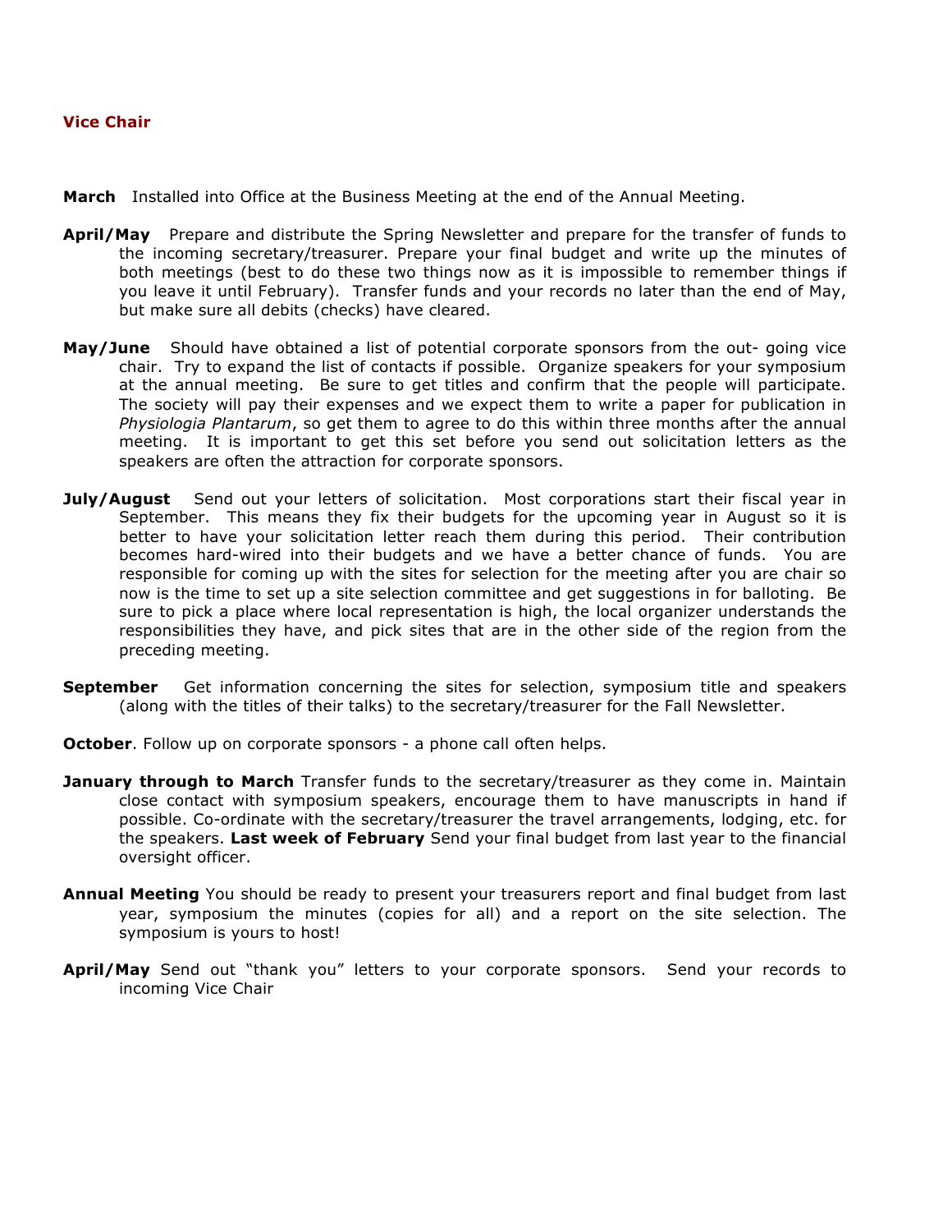## Vice Chair

**March** Installed into Office at the Business Meeting at the end of the Annual Meeting.

**April/May** Prepare and distribute the Spring Newsletter and prepare for the transfer of funds to the incoming secretary/treasurer. Prepare your final budget and write up the minutes of both meetings (best to do these two things now as it is impossible to remember things if you leave it until February). Transfer funds and your records no later than the end of May, but make sure all debits (checks) have cleared.

**May/June** Should have obtained a list of potential corporate sponsors from the out- going vice chair. Try to expand the list of contacts if possible. Organize speakers for your symposium at the annual meeting. Be sure to get titles and confirm that the people will participate. The society will pay their expenses and we expect them to write a paper for publication in *Physiologia Plantarum*, so get them to agree to do this within three months after the annual meeting. It is important to get this set before you send out solicitation letters as the speakers are often the attraction for corporate sponsors.

**July/August** Send out your letters of solicitation. Most corporations start their fiscal year in September. This means they fix their budgets for the upcoming year in August so it is better to have your solicitation letter reach them during this period. Their contribution becomes hard-wired into their budgets and we have a better chance of funds. You are responsible for coming up with the sites for selection for the meeting after you are chair so now is the time to set up a site selection committee and get suggestions in for balloting. Be sure to pick a place where local representation is high, the local organizer understands the responsibilities they have, and pick sites that are in the other side of the region from the preceding meeting.

**September** Get information concerning the sites for selection, symposium title and speakers (along with the titles of their talks) to the secretary/treasurer for the Fall Newsletter.

**October**. Follow up on corporate sponsors - a phone call often helps.

**January through to March** Transfer funds to the secretary/treasurer as they come in. Maintain close contact with symposium speakers, encourage them to have manuscripts in hand if possible. Co-ordinate with the secretary/treasurer the travel arrangements, lodging, etc. for the speakers. **Last week of February** Send your final budget from last year to the financial oversight officer.

**Annual Meeting** You should be ready to present your treasurers report and final budget from last year, symposium the minutes (copies for all) and a report on the site selection. The symposium is yours to host!

**April/May** Send out "thank you" letters to your corporate sponsors. Send your records to incoming Vice Chair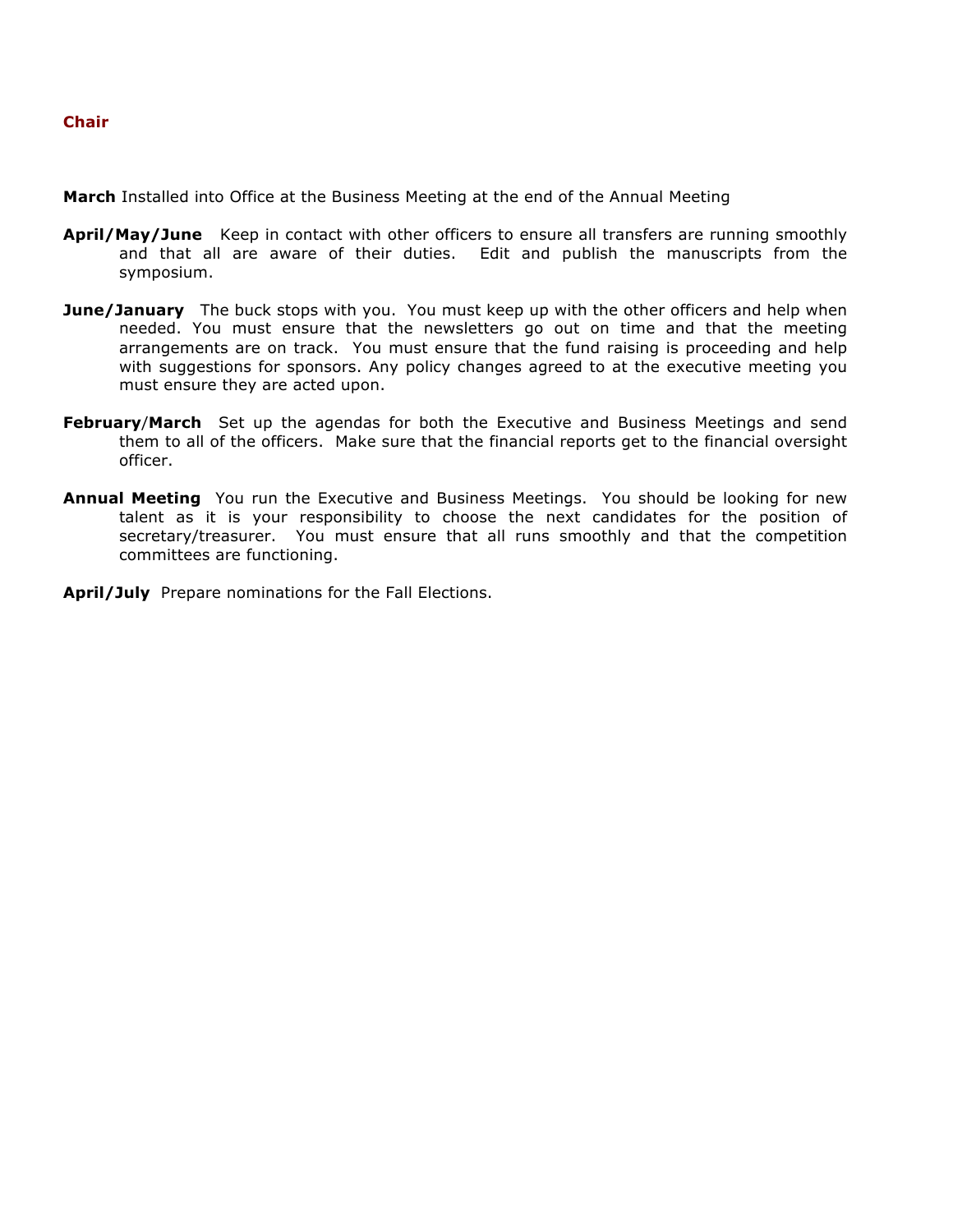## Chair

**March** Installed into Office at the Business Meeting at the end of the Annual Meeting

**April/May/June** Keep in contact with other officers to ensure all transfers are running smoothly and that all are aware of their duties. Edit and publish the manuscripts from the symposium.

**June/January** The buck stops with you. You must keep up with the other officers and help when needed. You must ensure that the newsletters go out on time and that the meeting arrangements are on track. You must ensure that the fund raising is proceeding and help with suggestions for sponsors. Any policy changes agreed to at the executive meeting you must ensure they are acted upon.

**February**/**March** Set up the agendas for both the Executive and Business Meetings and send them to all of the officers. Make sure that the financial reports get to the financial oversight officer.

**Annual Meeting** You run the Executive and Business Meetings. You should be looking for new talent as it is your responsibility to choose the next candidates for the position of secretary/treasurer. You must ensure that all runs smoothly and that the competition committees are functioning.

**April/July** Prepare nominations for the Fall Elections.